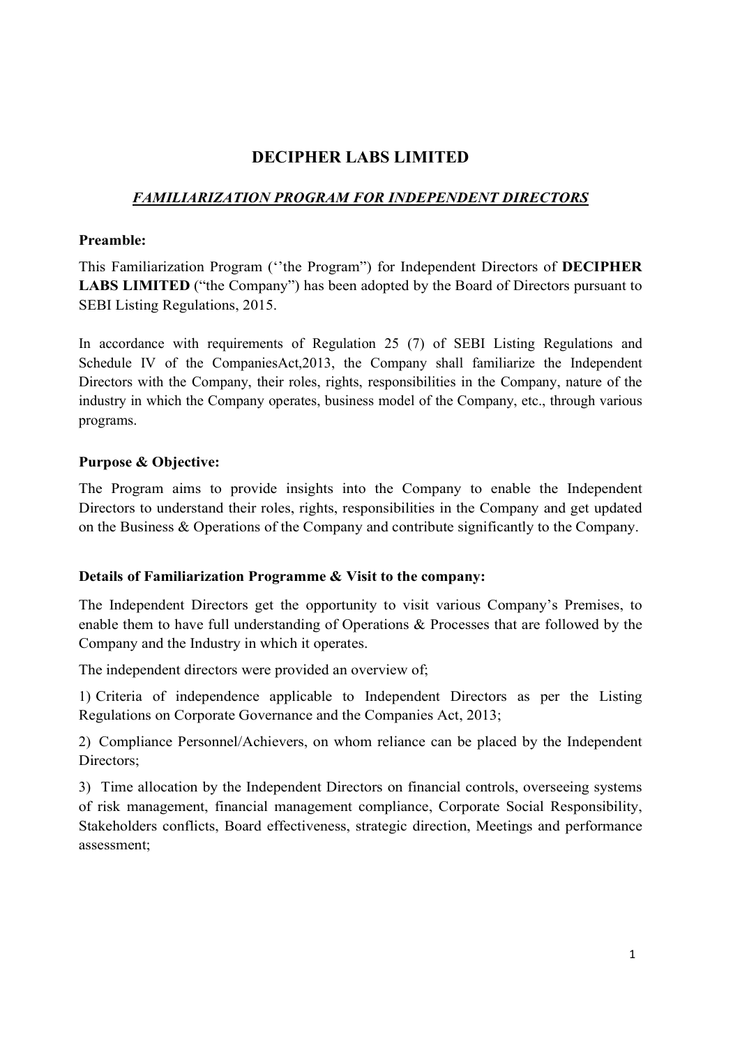# DECIPHER LABS LIMITED

## *FAMILIARIZATION PROGRAM FOR INDEPENDENT DIRECTORS*

**Preamble:**

This Familiarization Program (''the Program") for Independent Directors of **DECIPHER LABS LIMITED** ("the Company") has been adopted by the Board of Directors pursuant to SEBI Listing Regulations, 2015.

In accordance with requirements of Regulation 25 (7) of SEBI Listing Regulations and Schedule IV of the CompaniesAct,2013, the Company shall familiarize the Independent Directors with the Company, their roles, rights, responsibilities in the Company, nature of the industry in which the Company operates, business model of the Company, etc., through various programs.

**Purpose & Objective:**

The Program aims to provide insights into the Company to enable the Independent Directors to understand their roles, rights, responsibilities in the Company and get updated on the Business & Operations of the Company and contribute significantly to the Company.

**Details of Familiarization Programme & Visit to the company:**

The Independent Directors get the opportunity to visit various Company's Premises, to enable them to have full understanding of Operations & Processes that are followed by the Company and the Industry in which it operates.

The independent directors were provided an overview of;

1) Criteria of independence applicable to Independent Directors as per the Listing Regulations on Corporate Governance and the Companies Act, 2013;

2) Compliance Personnel/Achievers, on whom reliance can be placed by the Independent Directors;

3) Time allocation by the Independent Directors on financial controls, overseeing systems of risk management, financial management compliance, Corporate Social Responsibility, Stakeholders conflicts, Board effectiveness, strategic direction, Meetings and performance assessment;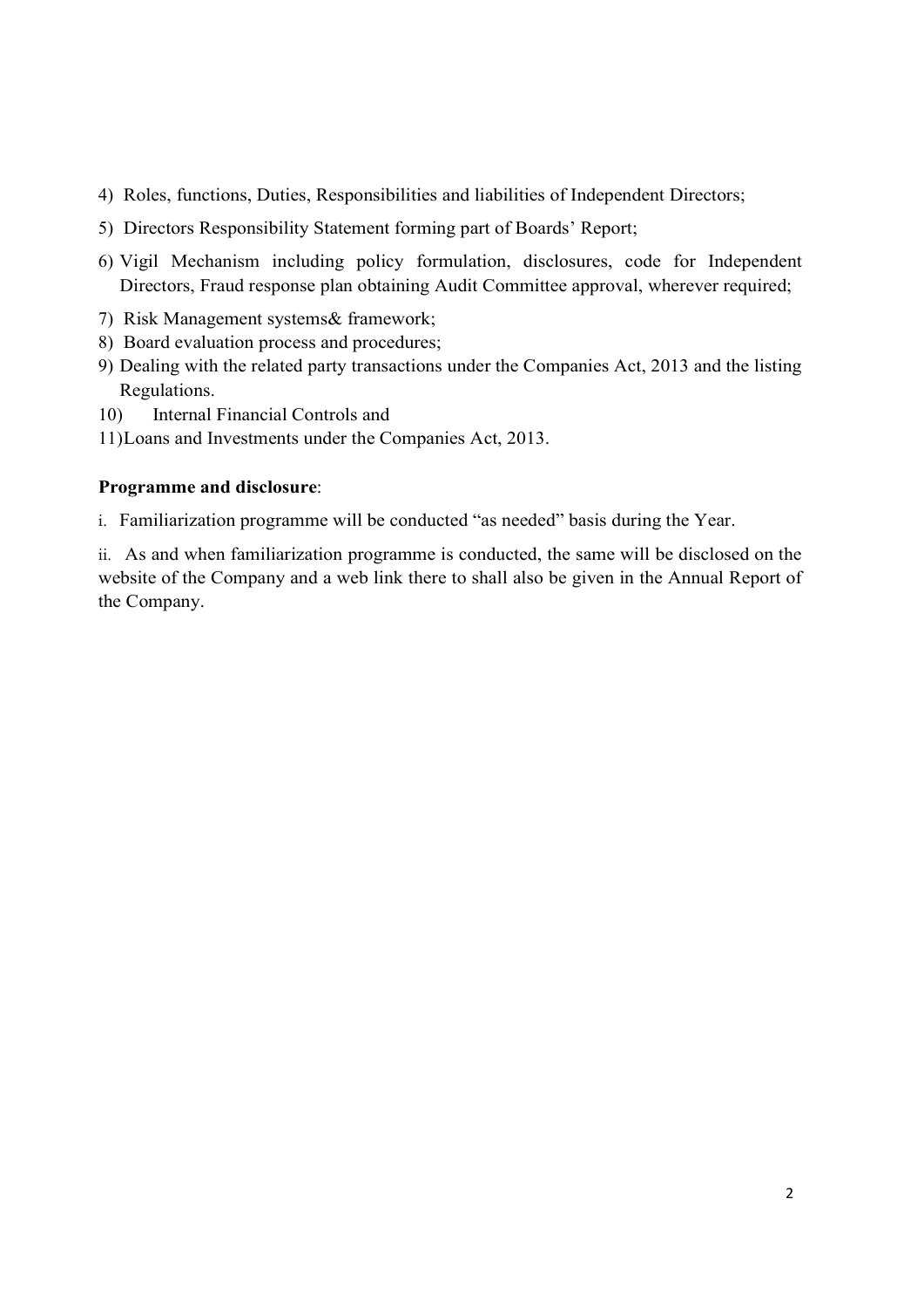4) Roles, functions, Duties, Responsibilities and liabilities of Independent Directors;
5) Directors Responsibility Statement forming part of Boards' Report;
6) Vigil Mechanism including policy formulation, disclosures, code for Independent Directors, Fraud response plan obtaining Audit Committee approval, wherever required;
7) Risk Management systems& framework;
8) Board evaluation process and procedures;
9) Dealing with the related party transactions under the Companies Act, 2013 and the listing Regulations.
10) Internal Financial Controls and
11) Loans and Investments under the Companies Act, 2013.

**Programme and disclosure**:

i. Familiarization programme will be conducted "as needed" basis during the Year.

ii. As and when familiarization programme is conducted, the same will be disclosed on the website of the Company and a web link there to shall also be given in the Annual Report of the Company.